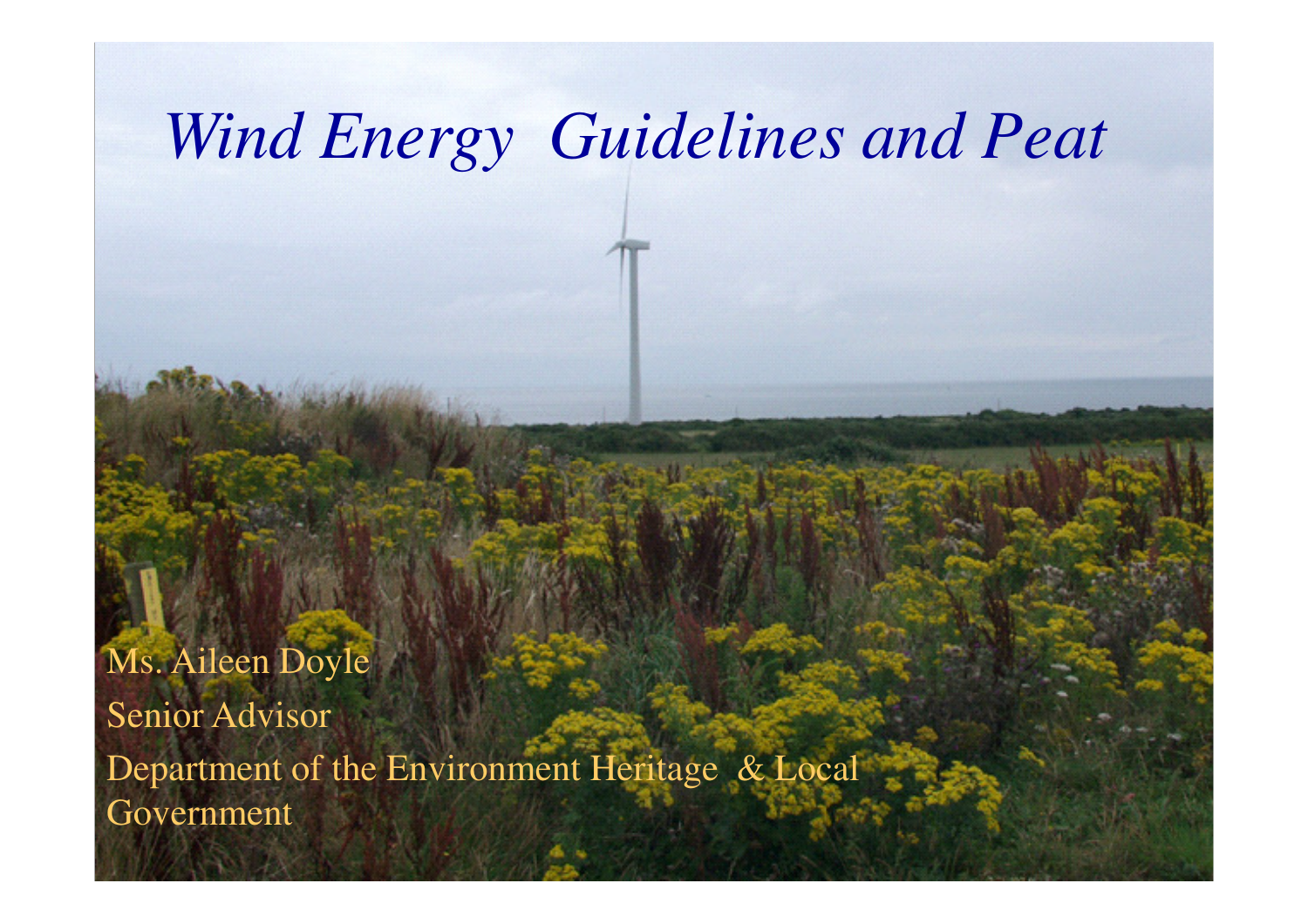# *Wind Energy Guidelines and Peat*

Ms. Aileen Doyle

Senior Advisor

Department of the Environment Heritage & Local Government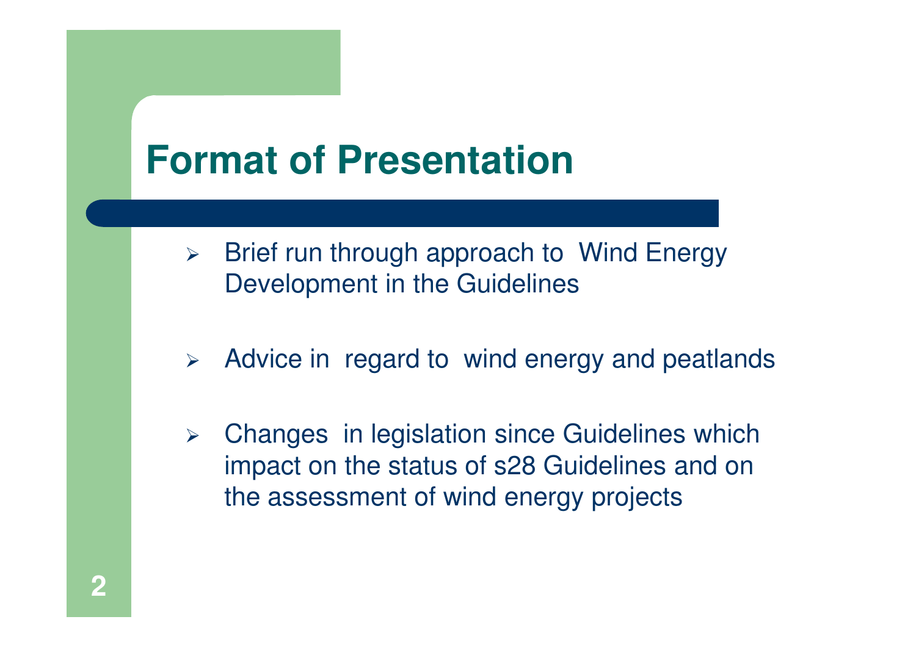# Format of Presentation

- Brief run through approach to Wind Energy Development in the Guidelines
- Advice in regard to wind energy and peatlands
- Changes in legislation since Guidelines which impact on the status of s28 Guidelines and on the assessment of wind energy projects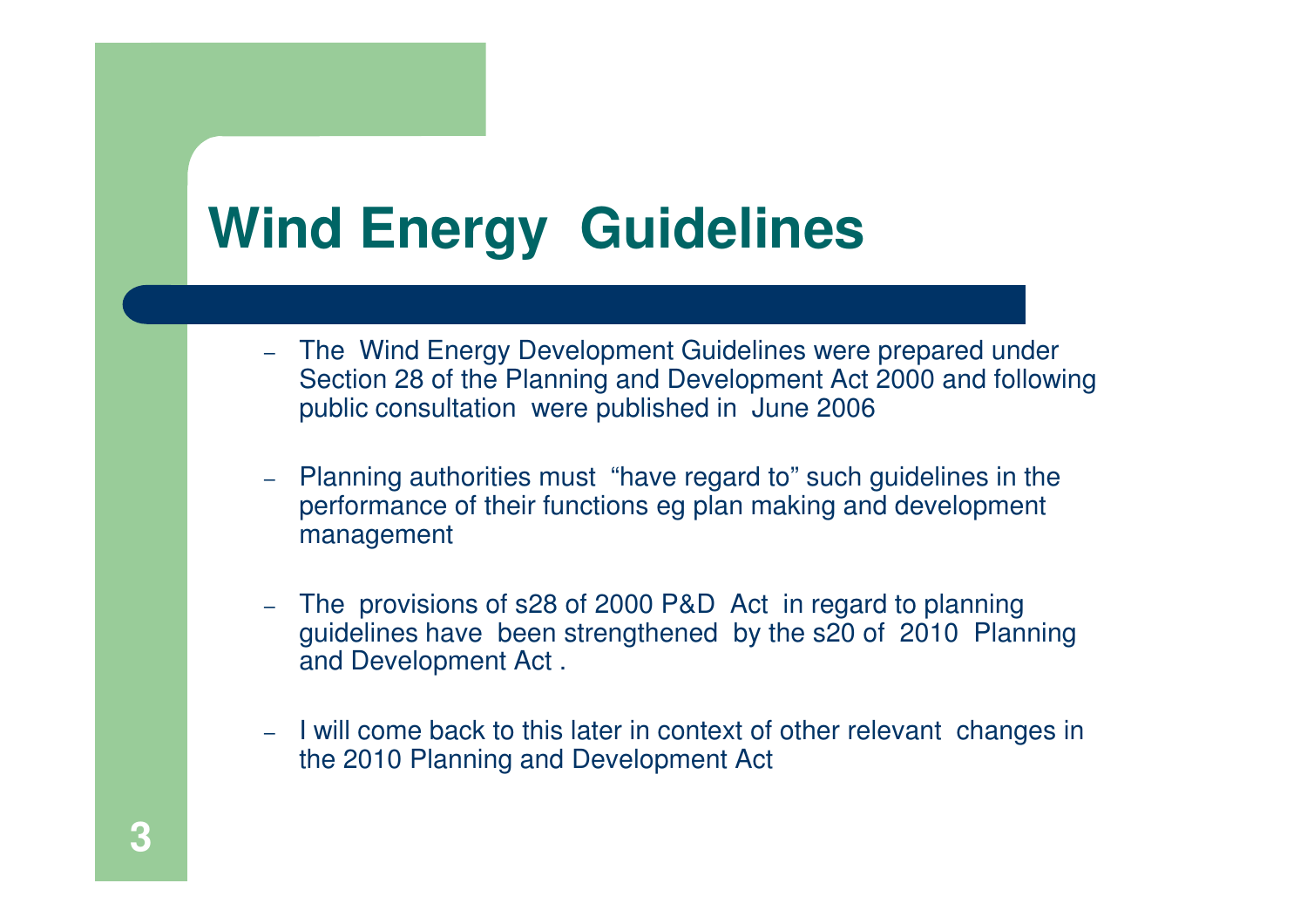# Wind Energy Guidelines

- The Wind Energy Development Guidelines were prepared under Section 28 of the Planning and Development Act 2000 and following public consultation were published in June 2006

- Planning authorities must "have regard to" such guidelines in the performance of their functions eg plan making and development management

- The provisions of s28 of 2000 P&D Act in regard to planning guidelines have been strengthened by the s20 of 2010 Planning and Development Act .

- I will come back to this later in context of other relevant changes in the 2010 Planning and Development Act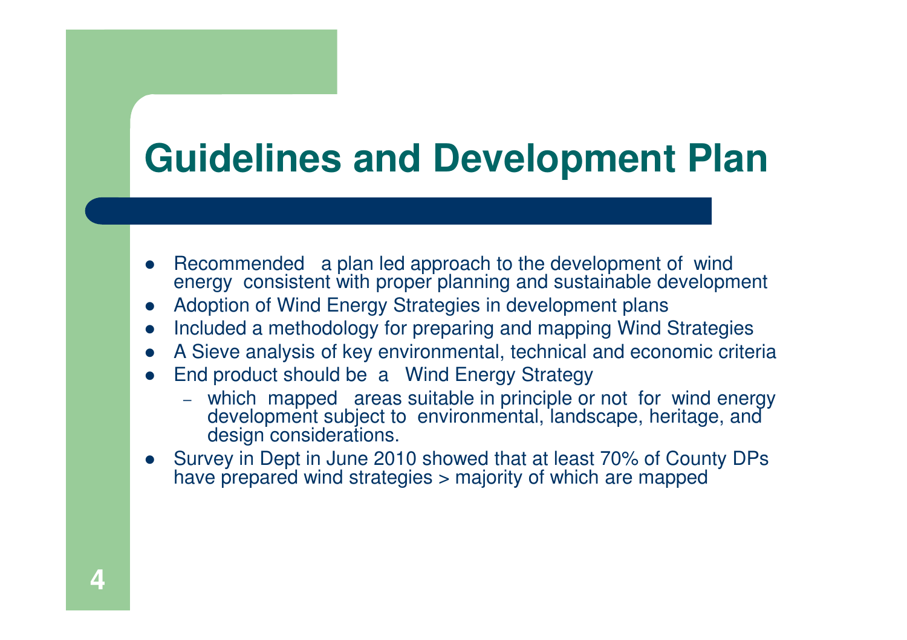# Guidelines and Development Plan

- Recommended a plan led approach to the development of wind energy consistent with proper planning and sustainable development
- Adoption of Wind Energy Strategies in development plans
- Included a methodology for preparing and mapping Wind Strategies
- A Sieve analysis of key environmental, technical and economic criteria
- End product should be a Wind Energy Strategy
  - which mapped areas suitable in principle or not for wind energy development subject to environmental, landscape, heritage, and design considerations.
- Survey in Dept in June 2010 showed that at least 70% of County DPs have prepared wind strategies > majority of which are mapped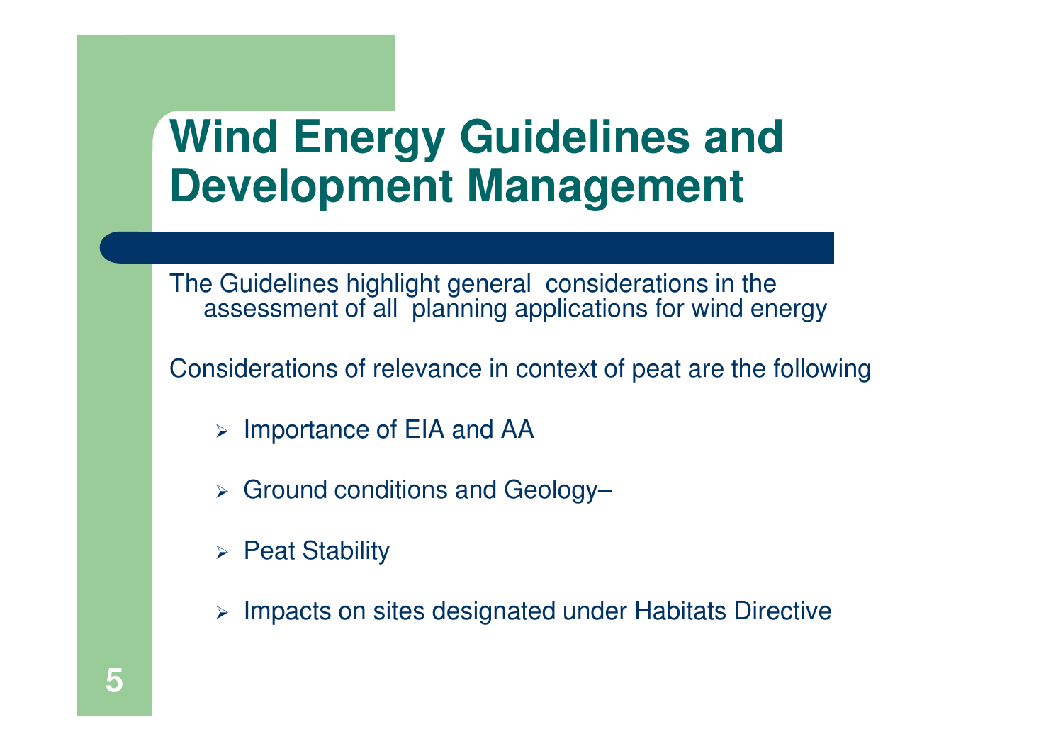# Wind Energy Guidelines and Development Management

The Guidelines highlight general considerations in the assessment of all planning applications for wind energy

Considerations of relevance in context of peat are the following

- Importance of EIA and AA
- Ground conditions and Geology–
- Peat Stability
- Impacts on sites designated under Habitats Directive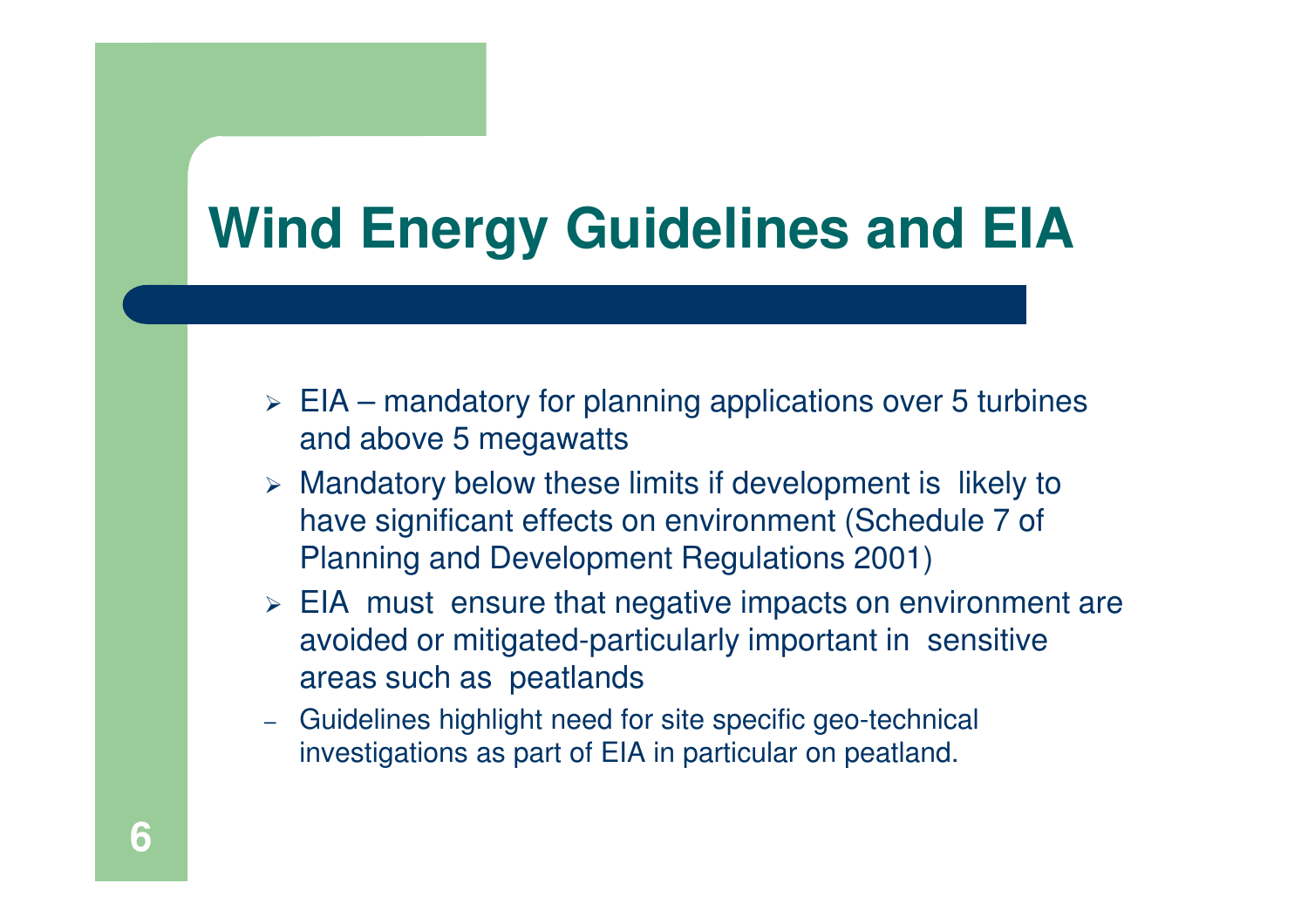# Wind Energy Guidelines and EIA

- EIA – mandatory for planning applications over 5 turbines and above 5 megawatts
- Mandatory below these limits if development is likely to have significant effects on environment (Schedule 7 of Planning and Development Regulations 2001)
- EIA must ensure that negative impacts on environment are avoided or mitigated-particularly important in sensitive areas such as peatlands
  - Guidelines highlight need for site specific geo-technical investigations as part of EIA in particular on peatland.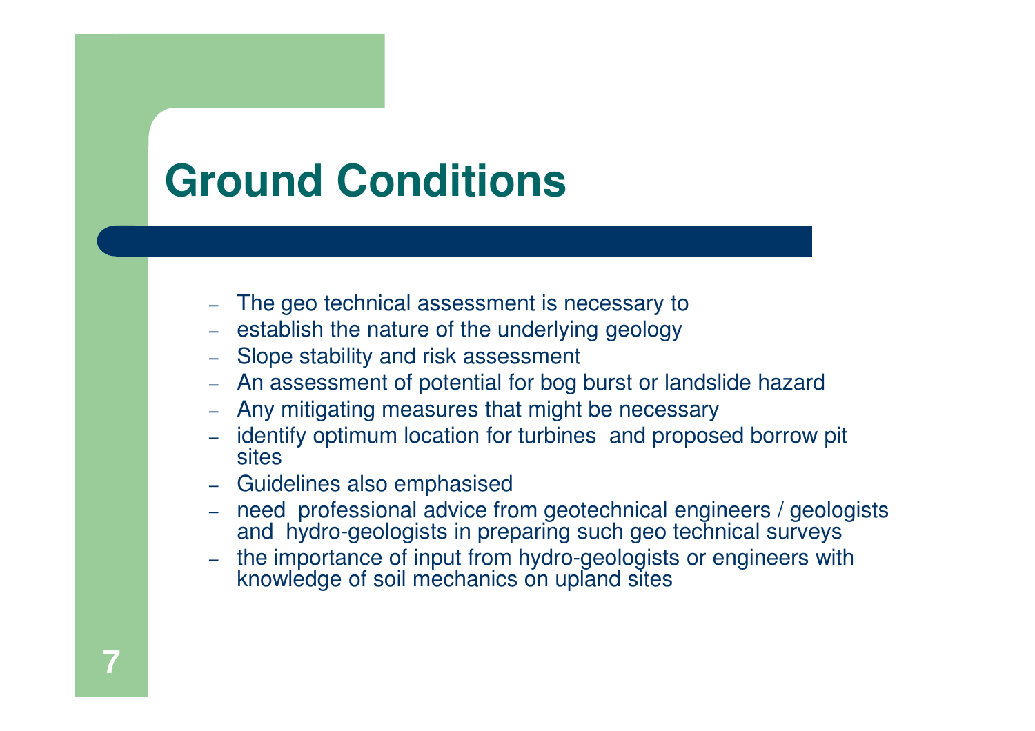# Ground Conditions

- The geo technical assessment is necessary to
- establish the nature of the underlying geology
- Slope stability and risk assessment
- An assessment of potential for bog burst or landslide hazard
- Any mitigating measures that might be necessary
- identify optimum location for turbines and proposed borrow pit sites
- Guidelines also emphasised
- need professional advice from geotechnical engineers / geologists and hydro-geologists in preparing such geo technical surveys
- the importance of input from hydro-geologists or engineers with knowledge of soil mechanics on upland sites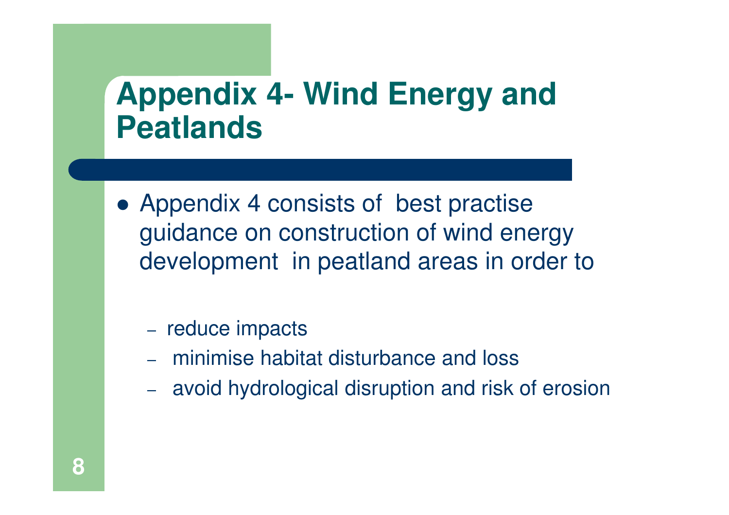# Appendix 4- Wind Energy and Peatlands

- Appendix 4 consists of best practise guidance on construction of wind energy development in peatland areas in order to
  - reduce impacts
  - minimise habitat disturbance and loss
  - avoid hydrological disruption and risk of erosion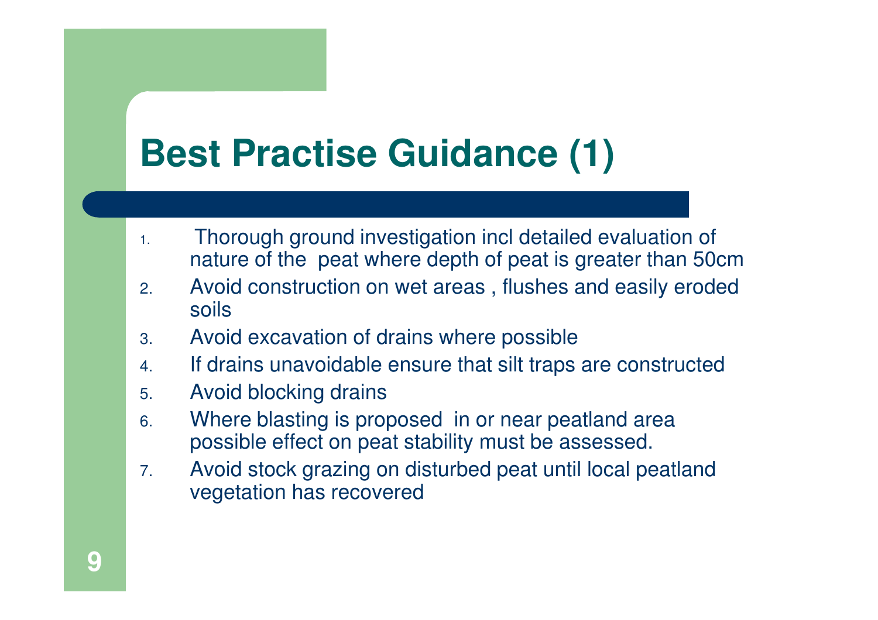# Best Practise Guidance (1)

1. Thorough ground investigation incl detailed evaluation of nature of the peat where depth of peat is greater than 50cm
2. Avoid construction on wet areas , flushes and easily eroded soils
3. Avoid excavation of drains where possible
4. If drains unavoidable ensure that silt traps are constructed
5. Avoid blocking drains
6. Where blasting is proposed in or near peatland area possible effect on peat stability must be assessed.
7. Avoid stock grazing on disturbed peat until local peatland vegetation has recovered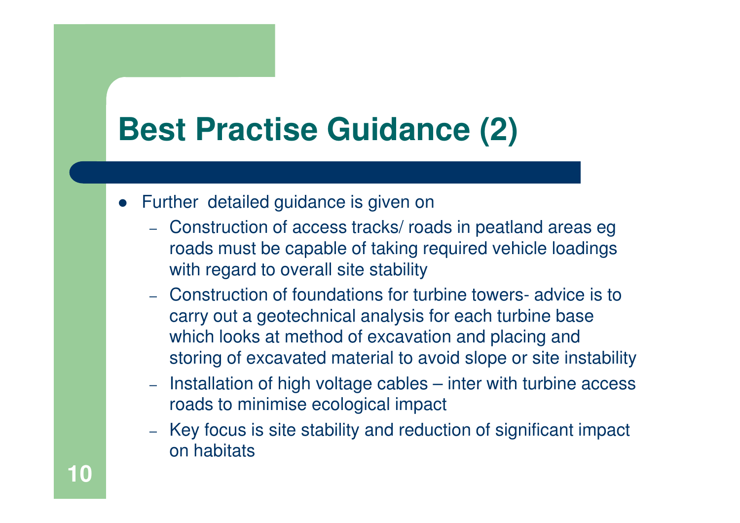# Best Practise Guidance (2)

- Further detailed guidance is given on
  - Construction of access tracks/ roads in peatland areas eg roads must be capable of taking required vehicle loadings with regard to overall site stability
  - Construction of foundations for turbine towers- advice is to carry out a geotechnical analysis for each turbine base which looks at method of excavation and placing and storing of excavated material to avoid slope or site instability
  - Installation of high voltage cables – inter with turbine access roads to minimise ecological impact
  - Key focus is site stability and reduction of significant impact on habitats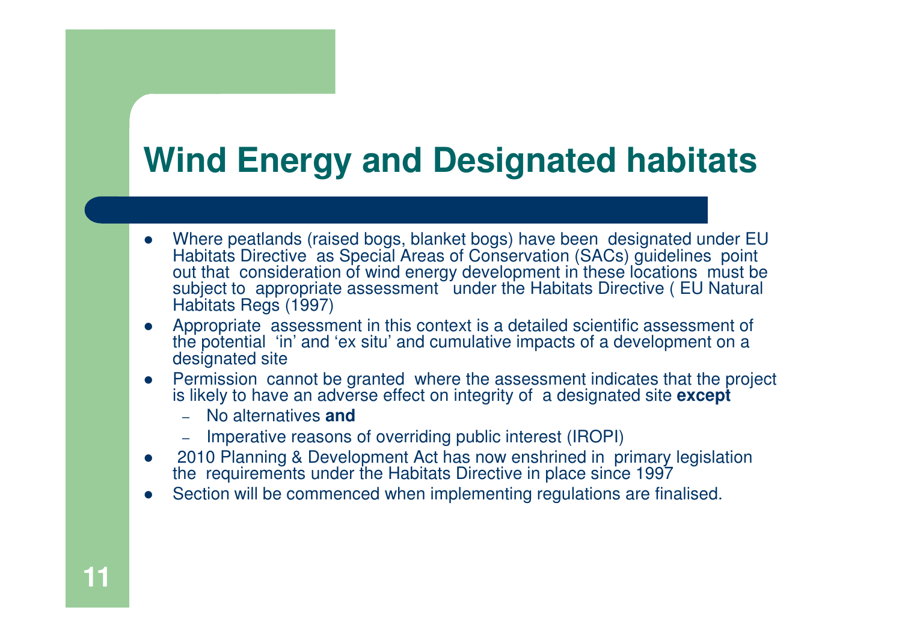# Wind Energy and Designated habitats

- Where peatlands (raised bogs, blanket bogs) have been designated under EU Habitats Directive as Special Areas of Conservation (SACs) guidelines point out that consideration of wind energy development in these locations must be subject to appropriate assessment under the Habitats Directive ( EU Natural Habitats Regs (1997)
- Appropriate assessment in this context is a detailed scientific assessment of the potential 'in' and 'ex situ' and cumulative impacts of a development on a designated site
- Permission cannot be granted where the assessment indicates that the project is likely to have an adverse effect on integrity of a designated site **except**
  - No alternatives **and**
  - Imperative reasons of overriding public interest (IROPI)
- 2010 Planning & Development Act has now enshrined in primary legislation the requirements under the Habitats Directive in place since 1997
- Section will be commenced when implementing regulations are finalised.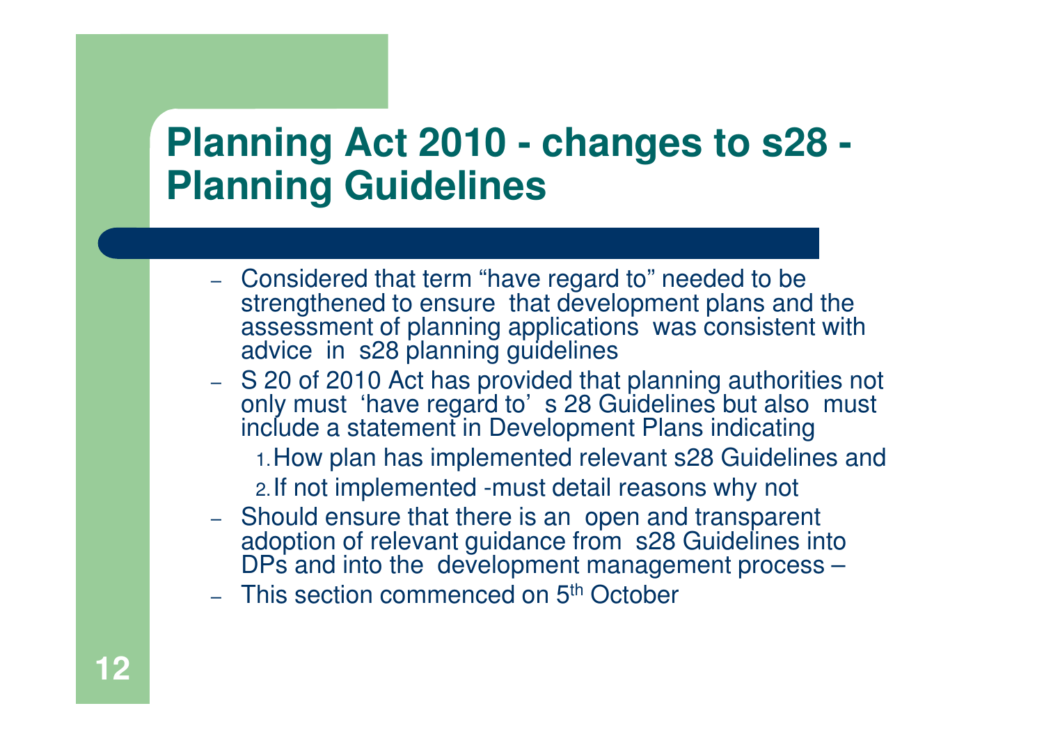# Planning Act 2010 - changes to s28 - Planning Guidelines

- Considered that term "have regard to" needed to be strengthened to ensure that development plans and the assessment of planning applications was consistent with advice in s28 planning guidelines
- S 20 of 2010 Act has provided that planning authorities not only must 'have regard to' s 28 Guidelines but also must include a statement in Development Plans indicating
  1. How plan has implemented relevant s28 Guidelines and
  2. If not implemented -must detail reasons why not
- Should ensure that there is an open and transparent adoption of relevant guidance from s28 Guidelines into DPs and into the development management process –
- This section commenced on 5th October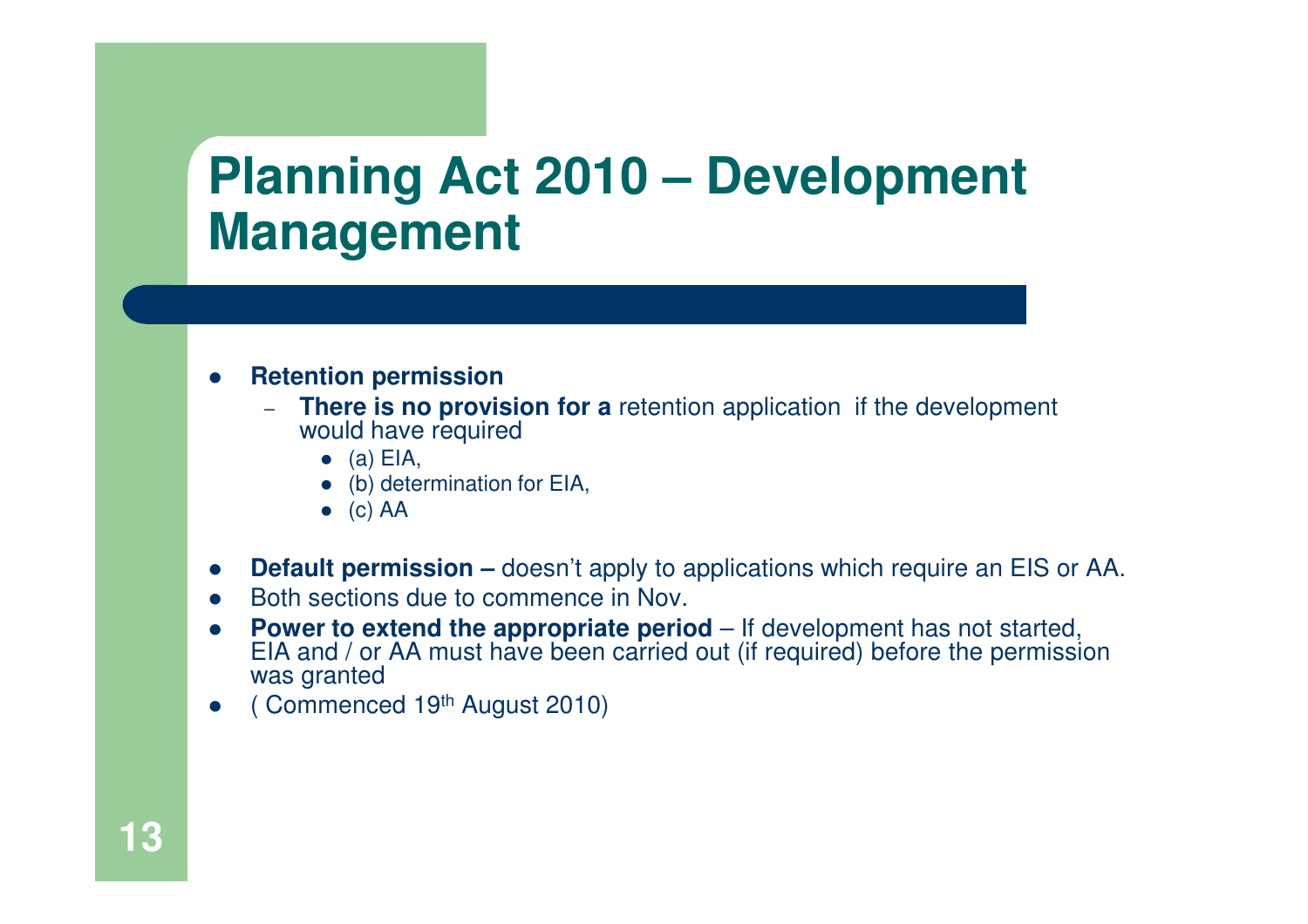# Planning Act 2010 – Development Management

- **Retention permission**
  - **There is no provision for a** retention application if the development would have required
    - (a) EIA,
    - (b) determination for EIA,
    - (c) AA

- **Default permission –** doesn't apply to applications which require an EIS or AA.
- Both sections due to commence in Nov.
- **Power to extend the appropriate period** – If development has not started, EIA and / or AA must have been carried out (if required) before the permission was granted
- ( Commenced 19th August 2010)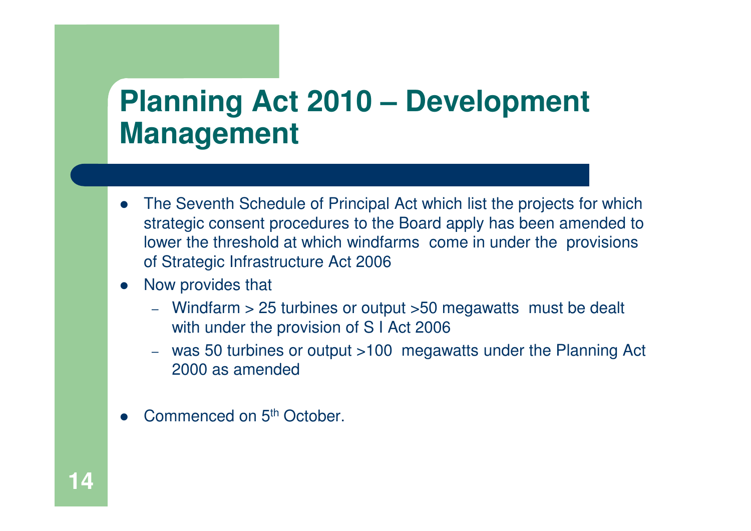# Planning Act 2010 – Development Management

- The Seventh Schedule of Principal Act which list the projects for which strategic consent procedures to the Board apply has been amended to lower the threshold at which windfarms come in under the provisions of Strategic Infrastructure Act 2006
- Now provides that
  - Windfarm > 25 turbines or output >50 megawatts must be dealt with under the provision of S I Act 2006
  - was 50 turbines or output >100 megawatts under the Planning Act 2000 as amended
- Commenced on 5th October.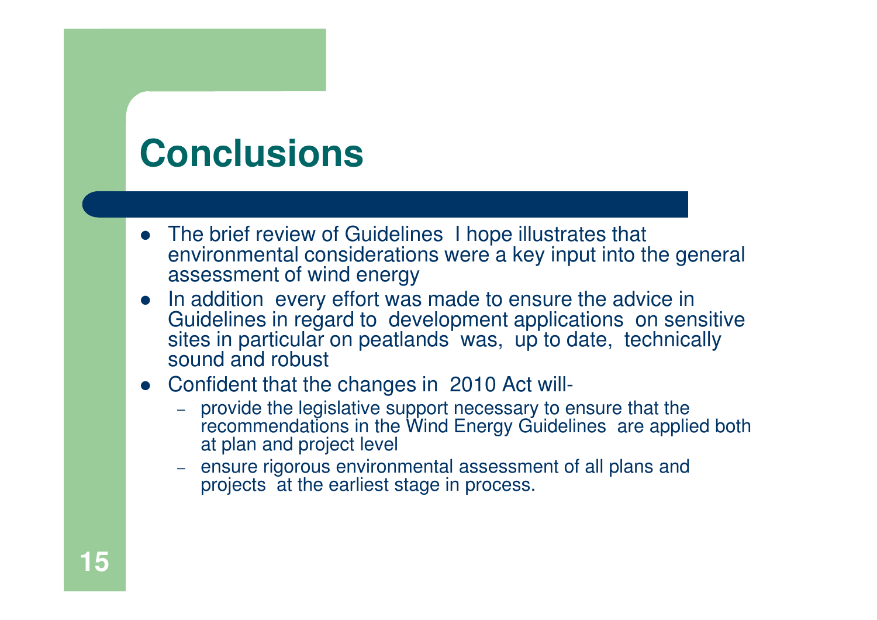# Conclusions

- The brief review of Guidelines I hope illustrates that environmental considerations were a key input into the general assessment of wind energy
- In addition every effort was made to ensure the advice in Guidelines in regard to development applications on sensitive sites in particular on peatlands was, up to date, technically sound and robust
- Confident that the changes in 2010 Act will-
  - provide the legislative support necessary to ensure that the recommendations in the Wind Energy Guidelines are applied both at plan and project level
  - ensure rigorous environmental assessment of all plans and projects at the earliest stage in process.